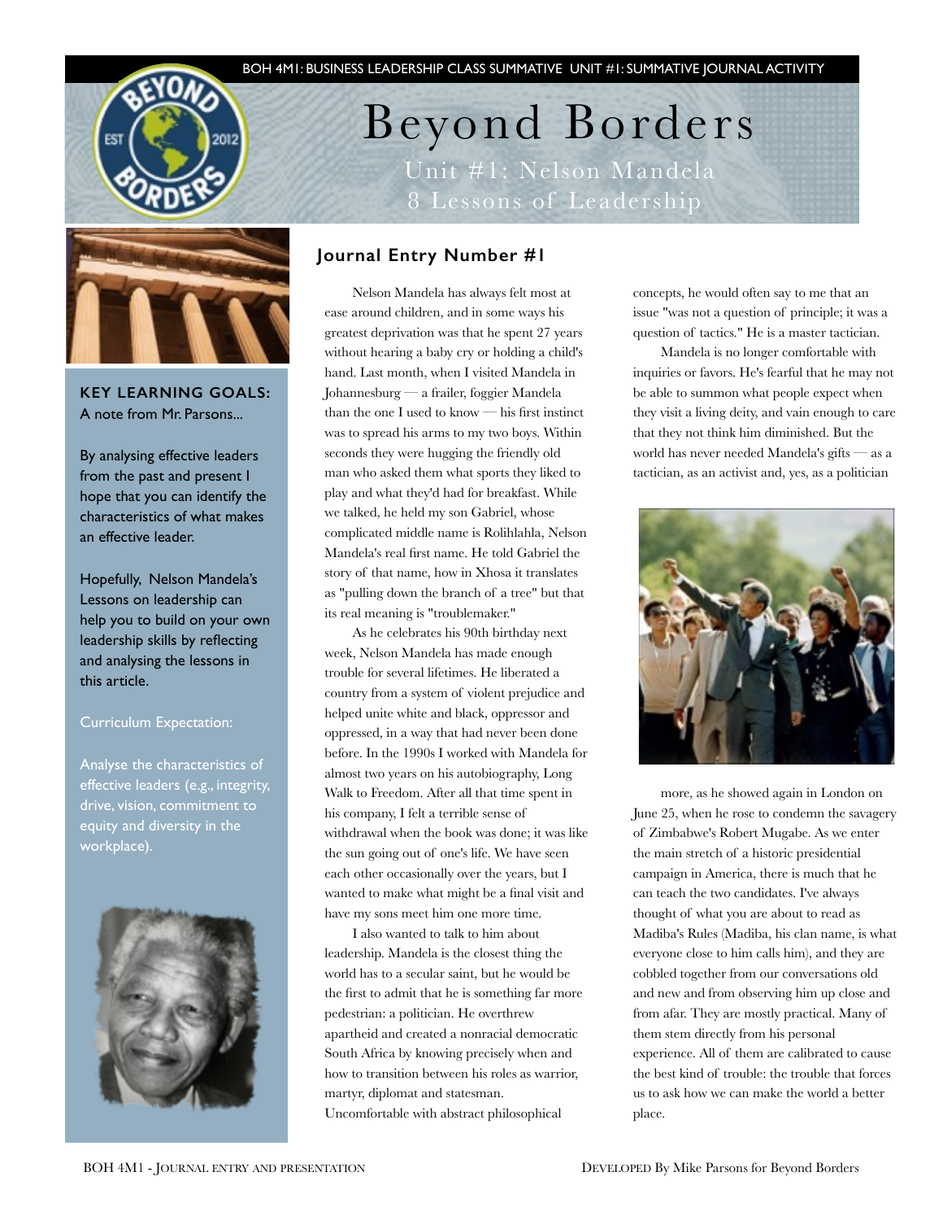# Beyond Borders

## Unit #1: Nelson Mandela 8 Lessons of Leadership

**KEY LEARNING GOALS:**
A note from Mr. Parsons...

By analysing effective leaders from the past and present I hope that you can identify the characteristics of what makes an effective leader.

Hopefully, Nelson Mandela's Lessons on leadership can help you to build on your own leadership skills by reflecting and analysing the lessons in this article.

Curriculum Expectation:

Analyse the characteristics of effective leaders (e.g., integrity, drive, vision, commitment to equity and diversity in the workplace).

### Journal Entry Number #1

Nelson Mandela has always felt most at ease around children, and in some ways his greatest deprivation was that he spent 27 years without hearing a baby cry or holding a child's hand. Last month, when I visited Mandela in Johannesburg — a frailer, foggier Mandela than the one I used to know — his first instinct was to spread his arms to my two boys. Within seconds they were hugging the friendly old man who asked them what sports they liked to play and what they'd had for breakfast. While we talked, he held my son Gabriel, whose complicated middle name is Rolihlahla, Nelson Mandela's real first name. He told Gabriel the story of that name, how in Xhosa it translates as "pulling down the branch of a tree" but that its real meaning is "troublemaker."

As he celebrates his 90th birthday next week, Nelson Mandela has made enough trouble for several lifetimes. He liberated a country from a system of violent prejudice and helped unite white and black, oppressor and oppressed, in a way that had never been done before. In the 1990s I worked with Mandela for almost two years on his autobiography, Long Walk to Freedom. After all that time spent in his company, I felt a terrible sense of withdrawal when the book was done; it was like the sun going out of one's life. We have seen each other occasionally over the years, but I wanted to make what might be a final visit and have my sons meet him one more time.

I also wanted to talk to him about leadership. Mandela is the closest thing the world has to a secular saint, but he would be the first to admit that he is something far more pedestrian: a politician. He overthrew apartheid and created a nonracial democratic South Africa by knowing precisely when and how to transition between his roles as warrior, martyr, diplomat and statesman. Uncomfortable with abstract philosophical concepts, he would often say to me that an issue "was not a question of principle; it was a question of tactics." He is a master tactician.

Mandela is no longer comfortable with inquiries or favors. He's fearful that he may not be able to summon what people expect when they visit a living deity, and vain enough to care that they not think him diminished. But the world has never needed Mandela's gifts — as a tactician, as an activist and, yes, as a politician more, as he showed again in London on June 25, when he rose to condemn the savagery of Zimbabwe's Robert Mugabe. As we enter the main stretch of a historic presidential campaign in America, there is much that he can teach the two candidates. I've always thought of what you are about to read as Madiba's Rules (Madiba, his clan name, is what everyone close to him calls him), and they are cobbled together from our conversations old and new and from observing him up close and from afar. They are mostly practical. Many of them stem directly from his personal experience. All of them are calibrated to cause the best kind of trouble: the trouble that forces us to ask how we can make the world a better place.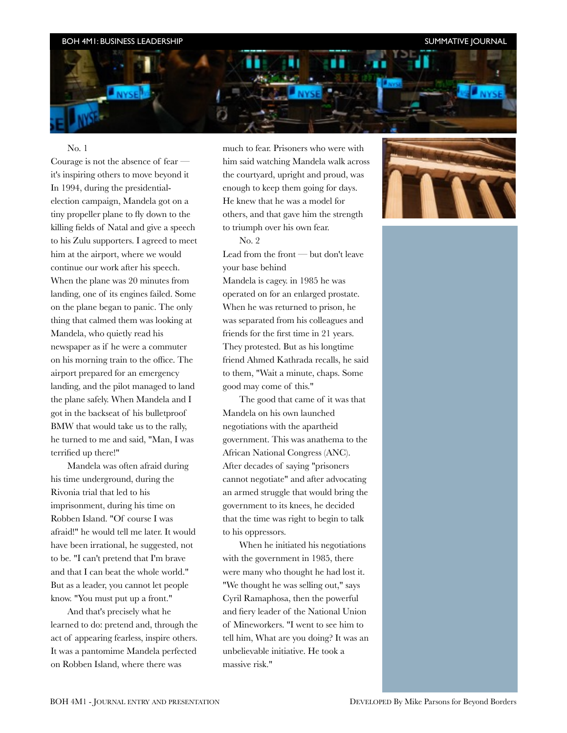No. 1

Courage is not the absence of fear — it's inspiring others to move beyond it

In 1994, during the presidential-election campaign, Mandela got on a tiny propeller plane to fly down to the killing fields of Natal and give a speech to his Zulu supporters. I agreed to meet him at the airport, where we would continue our work after his speech. When the plane was 20 minutes from landing, one of its engines failed. Some on the plane began to panic. The only thing that calmed them was looking at Mandela, who quietly read his newspaper as if he were a commuter on his morning train to the office. The airport prepared for an emergency landing, and the pilot managed to land the plane safely. When Mandela and I got in the backseat of his bulletproof BMW that would take us to the rally, he turned to me and said, "Man, I was terrified up there!"

Mandela was often afraid during his time underground, during the Rivonia trial that led to his imprisonment, during his time on Robben Island. "Of course I was afraid!" he would tell me later. It would have been irrational, he suggested, not to be. "I can't pretend that I'm brave and that I can beat the whole world." But as a leader, you cannot let people know. "You must put up a front."

And that's precisely what he learned to do: pretend and, through the act of appearing fearless, inspire others. It was a pantomime Mandela perfected on Robben Island, where there was much to fear. Prisoners who were with him said watching Mandela walk across the courtyard, upright and proud, was enough to keep them going for days. He knew that he was a model for others, and that gave him the strength to triumph over his own fear.

No. 2

Lead from the front — but don't leave your base behind

Mandela is cagey. in 1985 he was operated on for an enlarged prostate. When he was returned to prison, he was separated from his colleagues and friends for the first time in 21 years. They protested. But as his longtime friend Ahmed Kathrada recalls, he said to them, "Wait a minute, chaps. Some good may come of this."

The good that came of it was that Mandela on his own launched negotiations with the apartheid government. This was anathema to the African National Congress (ANC). After decades of saying "prisoners cannot negotiate" and after advocating an armed struggle that would bring the government to its knees, he decided that the time was right to begin to talk to his oppressors.

When he initiated his negotiations with the government in 1985, there were many who thought he had lost it. "We thought he was selling out," says Cyril Ramaphosa, then the powerful and fiery leader of the National Union of Mineworkers. "I went to see him to tell him, What are you doing? It was an unbelievable initiative. He took a massive risk."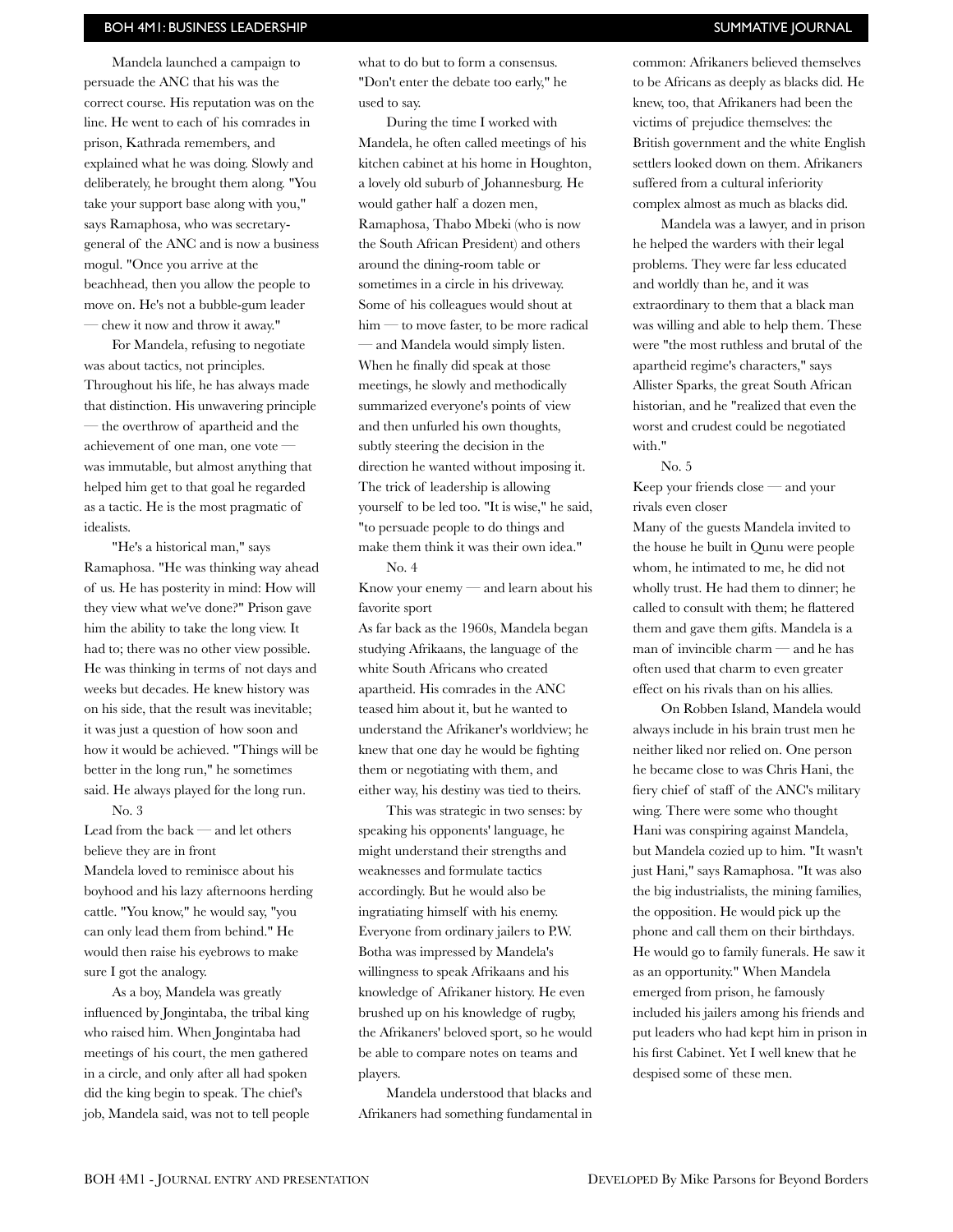Mandela launched a campaign to persuade the ANC that his was the correct course. His reputation was on the line. He went to each of his comrades in prison, Kathrada remembers, and explained what he was doing. Slowly and deliberately, he brought them along. "You take your support base along with you," says Ramaphosa, who was secretary-general of the ANC and is now a business mogul. "Once you arrive at the beachhead, then you allow the people to move on. He's not a bubble-gum leader — chew it now and throw it away."

For Mandela, refusing to negotiate was about tactics, not principles. Throughout his life, he has always made that distinction. His unwavering principle — the overthrow of apartheid and the achievement of one man, one vote — was immutable, but almost anything that helped him get to that goal he regarded as a tactic. He is the most pragmatic of idealists.

"He's a historical man," says Ramaphosa. "He was thinking way ahead of us. He has posterity in mind: How will they view what we've done?" Prison gave him the ability to take the long view. It had to; there was no other view possible. He was thinking in terms of not days and weeks but decades. He knew history was on his side, that the result was inevitable; it was just a question of how soon and how it would be achieved. "Things will be better in the long run," he sometimes said. He always played for the long run.

No. 3

Lead from the back — and let others believe they are in front

Mandela loved to reminisce about his boyhood and his lazy afternoons herding cattle. "You know," he would say, "you can only lead them from behind." He would then raise his eyebrows to make sure I got the analogy.

As a boy, Mandela was greatly influenced by Jongintaba, the tribal king who raised him. When Jongintaba had meetings of his court, the men gathered in a circle, and only after all had spoken did the king begin to speak. The chief's job, Mandela said, was not to tell people what to do but to form a consensus. "Don't enter the debate too early," he used to say.

During the time I worked with Mandela, he often called meetings of his kitchen cabinet at his home in Houghton, a lovely old suburb of Johannesburg. He would gather half a dozen men, Ramaphosa, Thabo Mbeki (who is now the South African President) and others around the dining-room table or sometimes in a circle in his driveway. Some of his colleagues would shout at him — to move faster, to be more radical — and Mandela would simply listen. When he finally did speak at those meetings, he slowly and methodically summarized everyone's points of view and then unfurled his own thoughts, subtly steering the decision in the direction he wanted without imposing it. The trick of leadership is allowing yourself to be led too. "It is wise," he said, "to persuade people to do things and make them think it was their own idea."

No. 4

Know your enemy — and learn about his favorite sport

As far back as the 1960s, Mandela began studying Afrikaans, the language of the white South Africans who created apartheid. His comrades in the ANC teased him about it, but he wanted to understand the Afrikaner's worldview; he knew that one day he would be fighting them or negotiating with them, and either way, his destiny was tied to theirs.

This was strategic in two senses: by speaking his opponents' language, he might understand their strengths and weaknesses and formulate tactics accordingly. But he would also be ingratiating himself with his enemy. Everyone from ordinary jailers to P.W. Botha was impressed by Mandela's willingness to speak Afrikaans and his knowledge of Afrikaner history. He even brushed up on his knowledge of rugby, the Afrikaners' beloved sport, so he would be able to compare notes on teams and players.

Mandela understood that blacks and Afrikaners had something fundamental in common: Afrikaners believed themselves to be Africans as deeply as blacks did. He knew, too, that Afrikaners had been the victims of prejudice themselves: the British government and the white English settlers looked down on them. Afrikaners suffered from a cultural inferiority complex almost as much as blacks did.

Mandela was a lawyer, and in prison he helped the warders with their legal problems. They were far less educated and worldly than he, and it was extraordinary to them that a black man was willing and able to help them. These were "the most ruthless and brutal of the apartheid regime's characters," says Allister Sparks, the great South African historian, and he "realized that even the worst and crudest could be negotiated with."

No. 5

Keep your friends close — and your rivals even closer

Many of the guests Mandela invited to the house he built in Qunu were people whom, he intimated to me, he did not wholly trust. He had them to dinner; he called to consult with them; he flattered them and gave them gifts. Mandela is a man of invincible charm — and he has often used that charm to even greater effect on his rivals than on his allies.

On Robben Island, Mandela would always include in his brain trust men he neither liked nor relied on. One person he became close to was Chris Hani, the fiery chief of staff of the ANC's military wing. There were some who thought Hani was conspiring against Mandela, but Mandela cozied up to him. "It wasn't just Hani," says Ramaphosa. "It was also the big industrialists, the mining families, the opposition. He would pick up the phone and call them on their birthdays. He would go to family funerals. He saw it as an opportunity." When Mandela emerged from prison, he famously included his jailers among his friends and put leaders who had kept him in prison in his first Cabinet. Yet I well knew that he despised some of these men.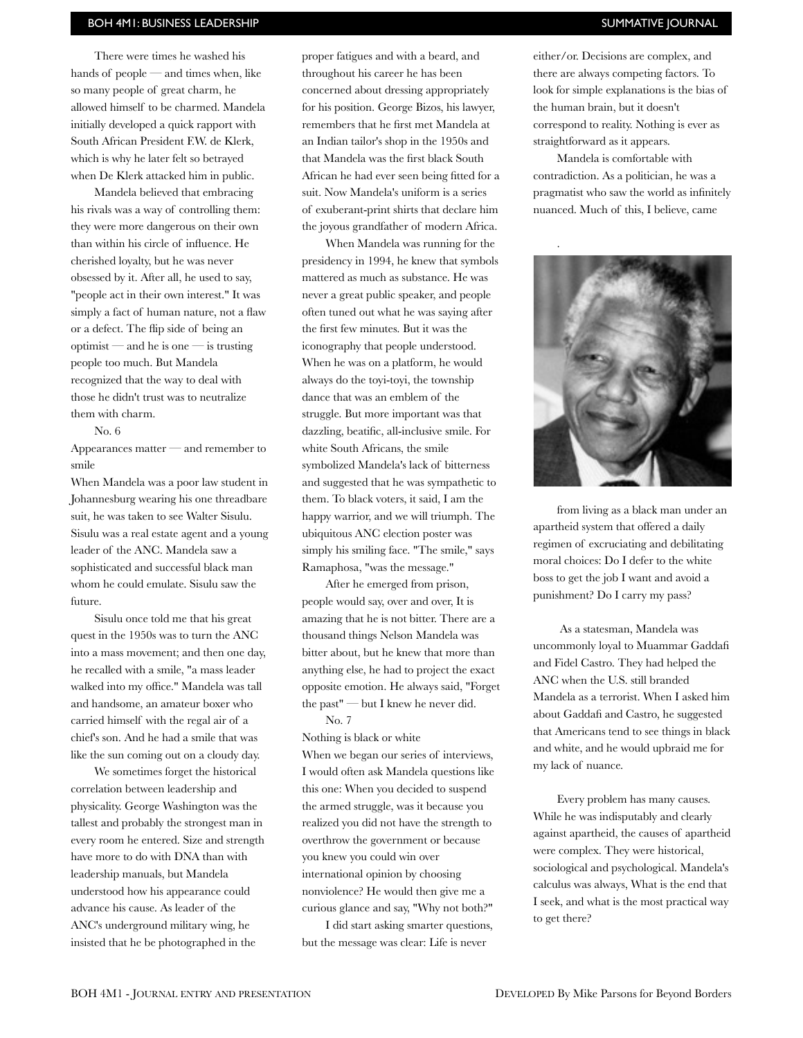There were times he washed his hands of people — and times when, like so many people of great charm, he allowed himself to be charmed. Mandela initially developed a quick rapport with South African President F.W. de Klerk, which is why he later felt so betrayed when De Klerk attacked him in public.

Mandela believed that embracing his rivals was a way of controlling them: they were more dangerous on their own than within his circle of influence. He cherished loyalty, but he was never obsessed by it. After all, he used to say, "people act in their own interest." It was simply a fact of human nature, not a flaw or a defect. The flip side of being an optimist — and he is one — is trusting people too much. But Mandela recognized that the way to deal with those he didn't trust was to neutralize them with charm.

No. 6

Appearances matter — and remember to smile

When Mandela was a poor law student in Johannesburg wearing his one threadbare suit, he was taken to see Walter Sisulu. Sisulu was a real estate agent and a young leader of the ANC. Mandela saw a sophisticated and successful black man whom he could emulate. Sisulu saw the future.

Sisulu once told me that his great quest in the 1950s was to turn the ANC into a mass movement; and then one day, he recalled with a smile, "a mass leader walked into my office." Mandela was tall and handsome, an amateur boxer who carried himself with the regal air of a chief's son. And he had a smile that was like the sun coming out on a cloudy day.

We sometimes forget the historical correlation between leadership and physicality. George Washington was the tallest and probably the strongest man in every room he entered. Size and strength have more to do with DNA than with leadership manuals, but Mandela understood how his appearance could advance his cause. As leader of the ANC's underground military wing, he insisted that he be photographed in the proper fatigues and with a beard, and throughout his career he has been concerned about dressing appropriately for his position. George Bizos, his lawyer, remembers that he first met Mandela at an Indian tailor's shop in the 1950s and that Mandela was the first black South African he had ever seen being fitted for a suit. Now Mandela's uniform is a series of exuberant-print shirts that declare him the joyous grandfather of modern Africa.

When Mandela was running for the presidency in 1994, he knew that symbols mattered as much as substance. He was never a great public speaker, and people often tuned out what he was saying after the first few minutes. But it was the iconography that people understood. When he was on a platform, he would always do the toyi-toyi, the township dance that was an emblem of the struggle. But more important was that dazzling, beatific, all-inclusive smile. For white South Africans, the smile symbolized Mandela's lack of bitterness and suggested that he was sympathetic to them. To black voters, it said, I am the happy warrior, and we will triumph. The ubiquitous ANC election poster was simply his smiling face. "The smile," says Ramaphosa, "was the message."

After he emerged from prison, people would say, over and over, It is amazing that he is not bitter. There are a thousand things Nelson Mandela was bitter about, but he knew that more than anything else, he had to project the exact opposite emotion. He always said, "Forget the past" — but I knew he never did.

No. 7

Nothing is black or white

When we began our series of interviews, I would often ask Mandela questions like this one: When you decided to suspend the armed struggle, was it because you realized you did not have the strength to overthrow the government or because you knew you could win over international opinion by choosing nonviolence? He would then give me a curious glance and say, "Why not both?"

I did start asking smarter questions, but the message was clear: Life is never either/or. Decisions are complex, and there are always competing factors. To look for simple explanations is the bias of the human brain, but it doesn't correspond to reality. Nothing is ever as straightforward as it appears.

Mandela is comfortable with contradiction. As a politician, he was a pragmatist who saw the world as infinitely nuanced. Much of this, I believe, came from living as a black man under an apartheid system that offered a daily regimen of excruciating and debilitating moral choices: Do I defer to the white boss to get the job I want and avoid a punishment? Do I carry my pass?

As a statesman, Mandela was uncommonly loyal to Muammar Gaddafi and Fidel Castro. They had helped the ANC when the U.S. still branded Mandela as a terrorist. When I asked him about Gaddafi and Castro, he suggested that Americans tend to see things in black and white, and he would upbraid me for my lack of nuance.

Every problem has many causes. While he was indisputably and clearly against apartheid, the causes of apartheid were complex. They were historical, sociological and psychological. Mandela's calculus was always, What is the end that I seek, and what is the most practical way to get there?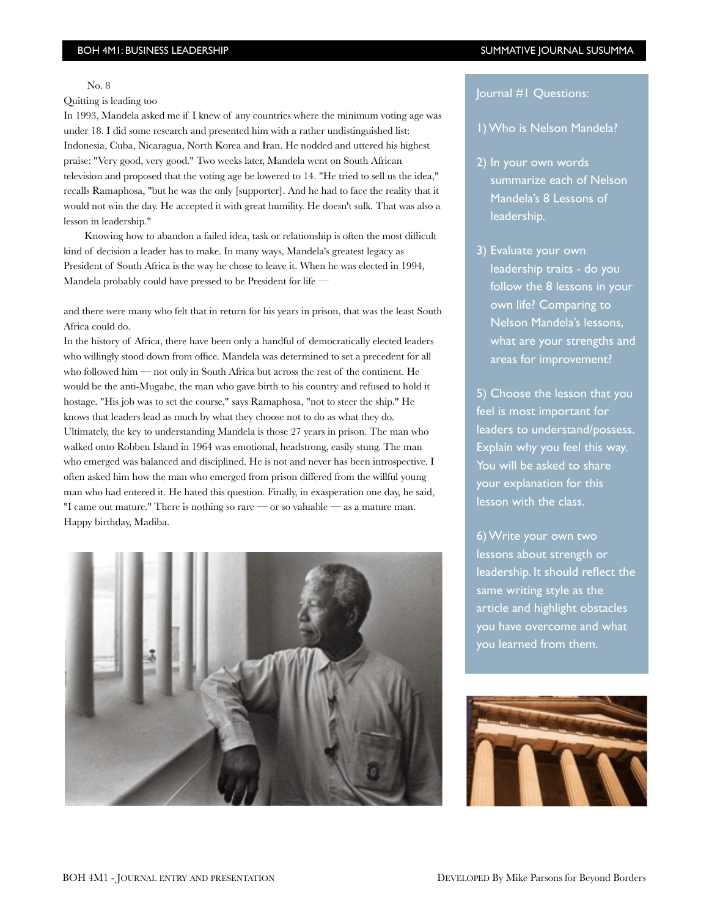No. 8

Quitting is leading too

In 1993, Mandela asked me if I knew of any countries where the minimum voting age was under 18. I did some research and presented him with a rather undistinguished list: Indonesia, Cuba, Nicaragua, North Korea and Iran. He nodded and uttered his highest praise: "Very good, very good." Two weeks later, Mandela went on South African television and proposed that the voting age be lowered to 14. "He tried to sell us the idea," recalls Ramaphosa, "but he was the only [supporter]. And he had to face the reality that it would not win the day. He accepted it with great humility. He doesn't sulk. That was also a lesson in leadership."

Knowing how to abandon a failed idea, task or relationship is often the most difficult kind of decision a leader has to make. In many ways, Mandela's greatest legacy as President of South Africa is the way he chose to leave it. When he was elected in 1994, Mandela probably could have pressed to be President for life —

and there were many who felt that in return for his years in prison, that was the least South Africa could do.

In the history of Africa, there have been only a handful of democratically elected leaders who willingly stood down from office. Mandela was determined to set a precedent for all who followed him — not only in South Africa but across the rest of the continent. He would be the anti-Mugabe, the man who gave birth to his country and refused to hold it hostage. "His job was to set the course," says Ramaphosa, "not to steer the ship." He knows that leaders lead as much by what they choose not to do as what they do.

Ultimately, the key to understanding Mandela is those 27 years in prison. The man who walked onto Robben Island in 1964 was emotional, headstrong, easily stung. The man who emerged was balanced and disciplined. He is not and never has been introspective. I often asked him how the man who emerged from prison differed from the willful young man who had entered it. He hated this question. Finally, in exasperation one day, he said, "I came out mature." There is nothing so rare — or so valuable — as a mature man.

Happy birthday, Madiba.

## Journal #1 Questions:

1) Who is Nelson Mandela?

2) In your own words summarize each of Nelson Mandela's 8 Lessons of leadership.

3) Evaluate your own leadership traits - do you follow the 8 lessons in your own life? Comparing to Nelson Mandela's lessons, what are your strengths and areas for improvement?

5) Choose the lesson that you feel is most important for leaders to understand/possess. Explain why you feel this way. You will be asked to share your explanation for this lesson with the class.

6) Write your own two lessons about strength or leadership. It should reflect the same writing style as the article and highlight obstacles you have overcome and what you learned from them.